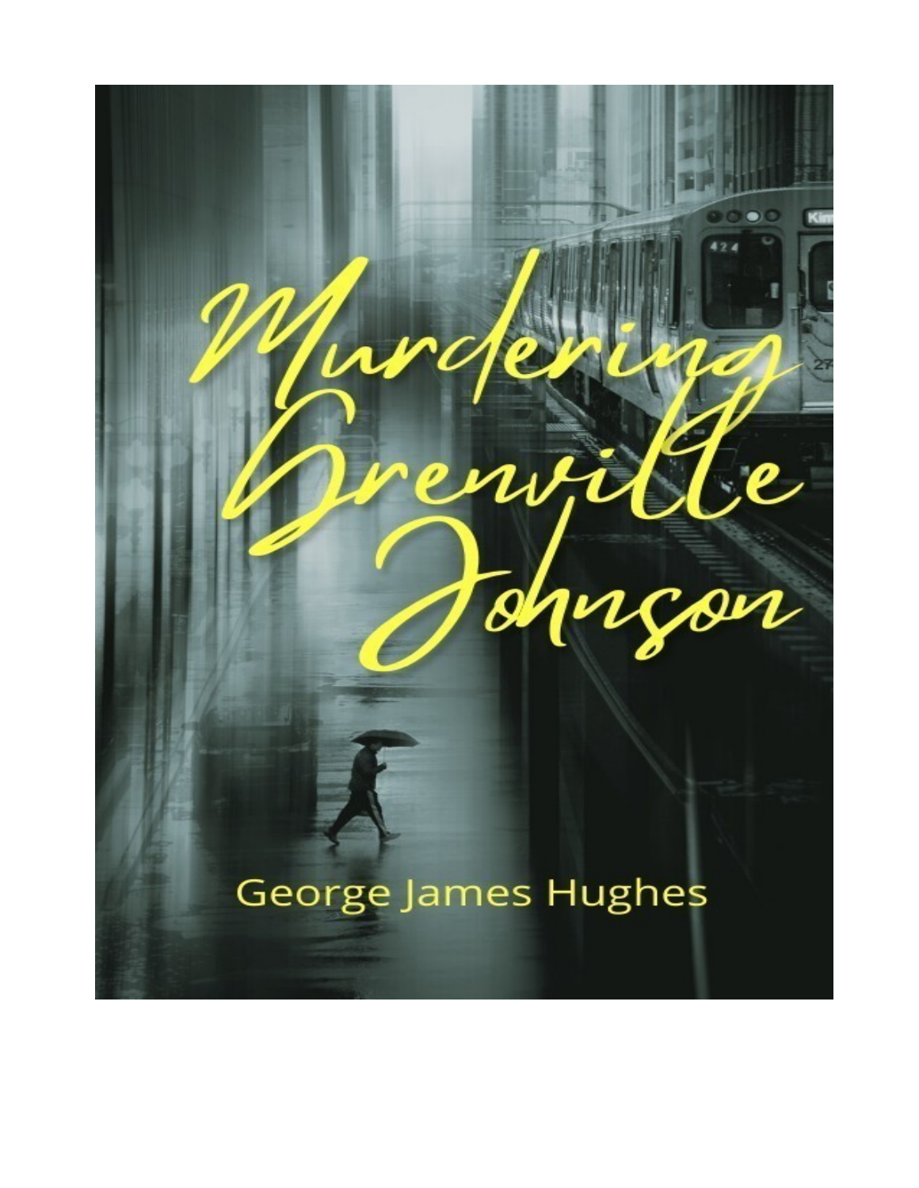# Murdering Grenville Johnson

George James Hughes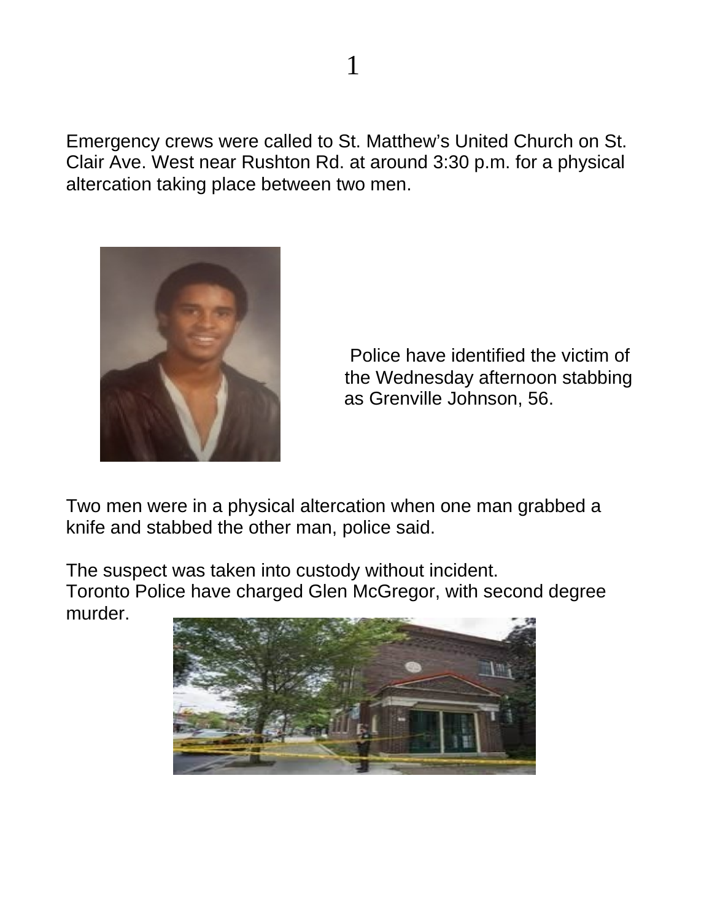Emergency crews were called to St. Matthew's United Church on St. Clair Ave. West near Rushton Rd. at around 3:30 p.m. for a physical altercation taking place between two men.

Police have identified the victim of the Wednesday afternoon stabbing as Grenville Johnson, 56.

Two men were in a physical altercation when one man grabbed a knife and stabbed the other man, police said.

The suspect was taken into custody without incident.
Toronto Police have charged Glen McGregor, with second degree murder.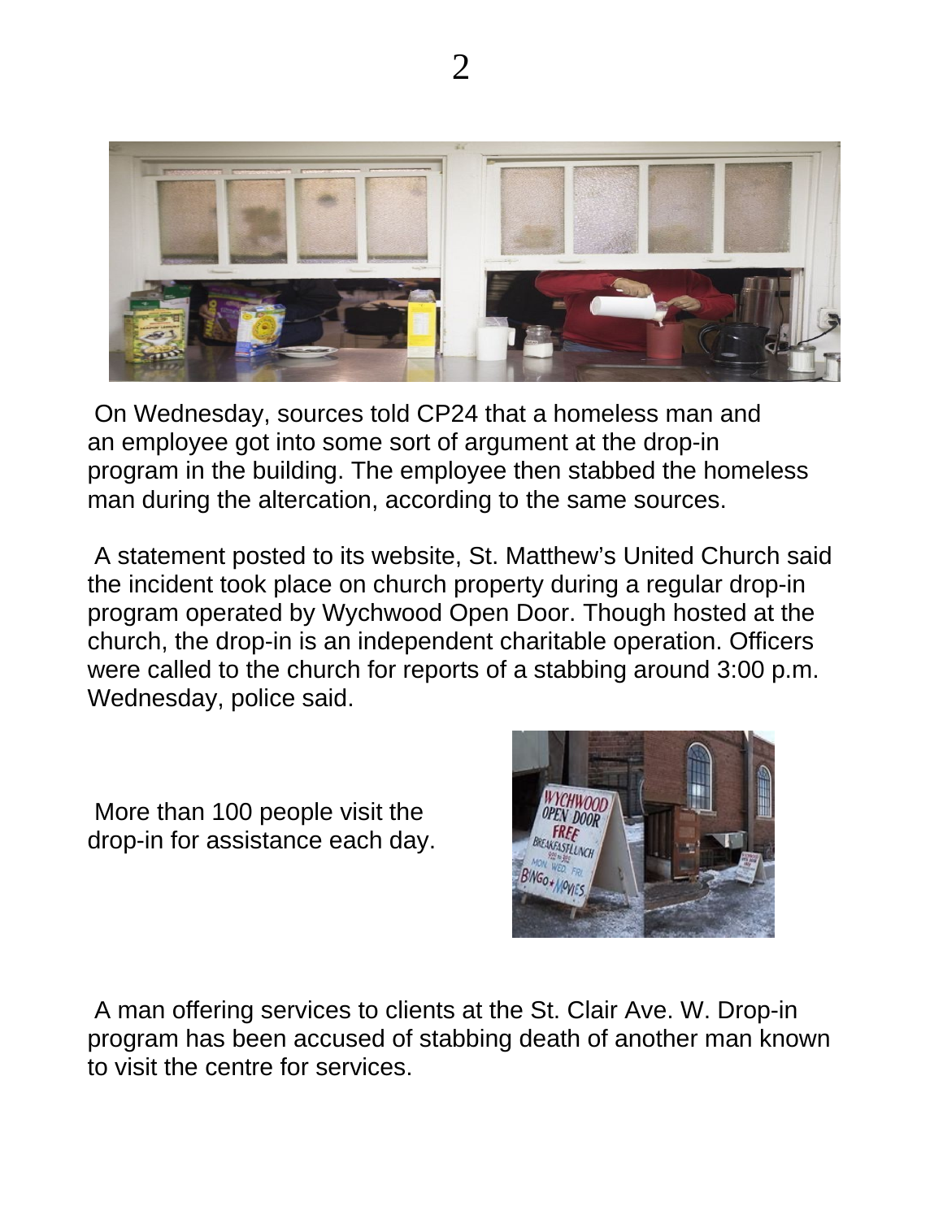On Wednesday, sources told CP24 that a homeless man and an employee got into some sort of argument at the drop-in program in the building. The employee then stabbed the homeless man during the altercation, according to the same sources.

A statement posted to its website, St. Matthew's United Church said the incident took place on church property during a regular drop-in program operated by Wychwood Open Door. Though hosted at the church, the drop-in is an independent charitable operation. Officers were called to the church for reports of a stabbing around 3:00 p.m. Wednesday, police said.

More than 100 people visit the drop-in for assistance each day.

A man offering services to clients at the St. Clair Ave. W. Drop-in program has been accused of stabbing death of another man known to visit the centre for services.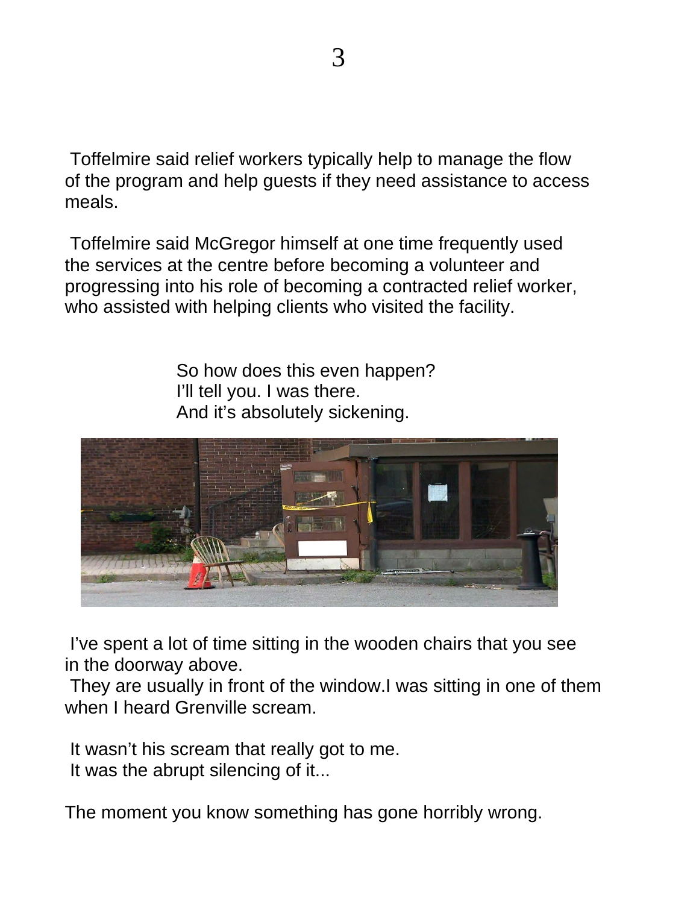Toffelmire said relief workers typically help to manage the flow of the program and help guests if they need assistance to access meals.

Toffelmire said McGregor himself at one time frequently used the services at the centre before becoming a volunteer and progressing into his role of becoming a contracted relief worker, who assisted with helping clients who visited the facility.

So how does this even happen?
I'll tell you. I was there.
And it's absolutely sickening.

I've spent a lot of time sitting in the wooden chairs that you see in the doorway above.
They are usually in front of the window.I was sitting in one of them when I heard Grenville scream.

It wasn't his scream that really got to me.
It was the abrupt silencing of it...

The moment you know something has gone horribly wrong.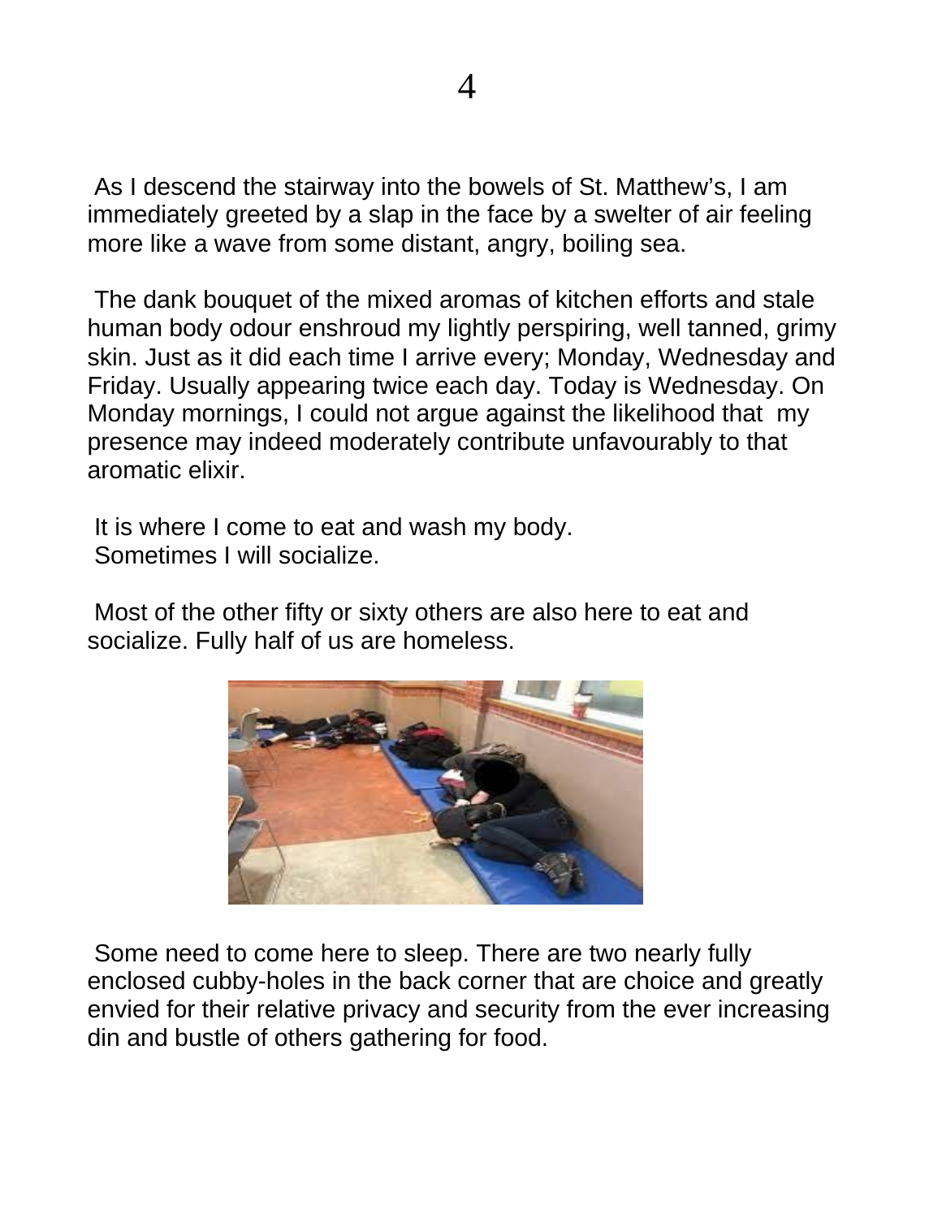As I descend the stairway into the bowels of St. Matthew's, I am immediately greeted by a slap in the face by a swelter of air feeling more like a wave from some distant, angry, boiling sea.

The dank bouquet of the mixed aromas of kitchen efforts and stale human body odour enshroud my lightly perspiring, well tanned, grimy skin. Just as it did each time I arrive every; Monday, Wednesday and Friday. Usually appearing twice each day. Today is Wednesday. On Monday mornings, I could not argue against the likelihood that my presence may indeed moderately contribute unfavourably to that aromatic elixir.

It is where I come to eat and wash my body.
Sometimes I will socialize.

Most of the other fifty or sixty others are also here to eat and socialize. Fully half of us are homeless.

Some need to come here to sleep. There are two nearly fully enclosed cubby-holes in the back corner that are choice and greatly envied for their relative privacy and security from the ever increasing din and bustle of others gathering for food.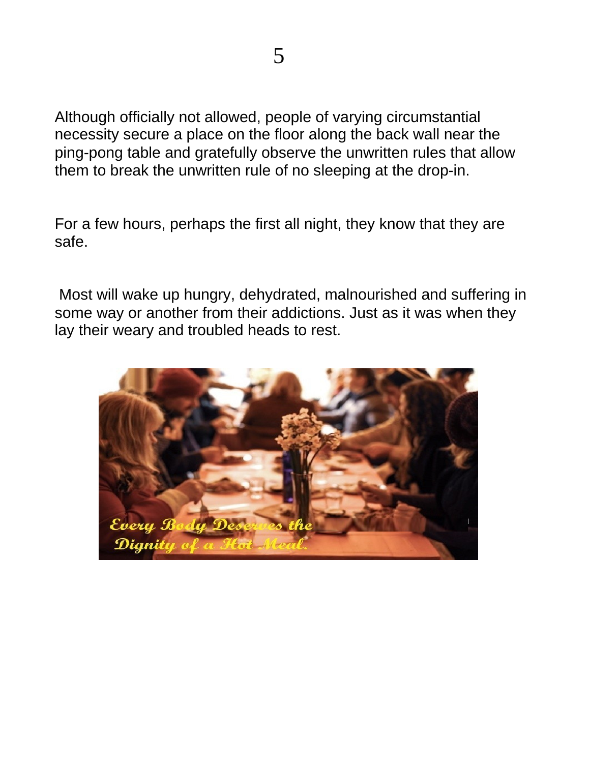Although officially not allowed, people of varying circumstantial necessity secure a place on the floor along the back wall near the ping-pong table and gratefully observe the unwritten rules that allow them to break the unwritten rule of no sleeping at the drop-in.

For a few hours, perhaps the first all night, they know that they are safe.

Most will wake up hungry, dehydrated, malnourished and suffering in some way or another from their addictions. Just as it was when they lay their weary and troubled heads to rest.

*Every Body Deserves the Dignity of a Hot Meal.*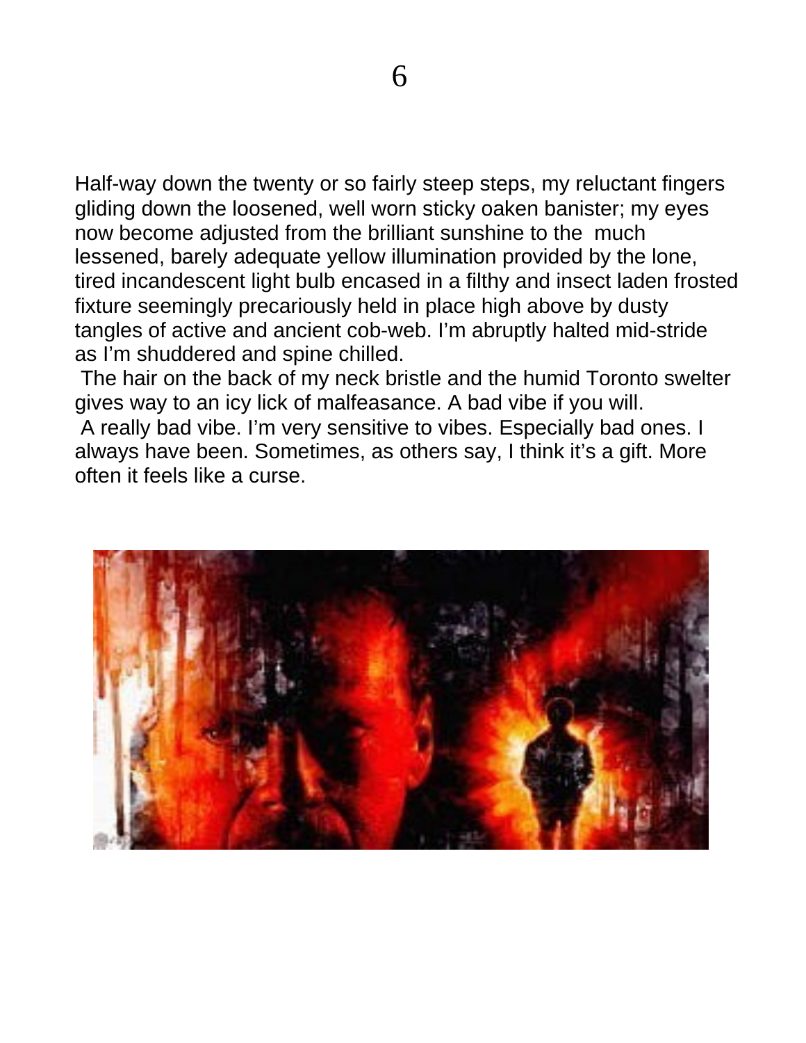Half-way down the twenty or so fairly steep steps, my reluctant fingers gliding down the loosened, well worn sticky oaken banister; my eyes now become adjusted from the brilliant sunshine to the much lessened, barely adequate yellow illumination provided by the lone, tired incandescent light bulb encased in a filthy and insect laden frosted fixture seemingly precariously held in place high above by dusty tangles of active and ancient cob-web. I'm abruptly halted mid-stride as I'm shuddered and spine chilled.

The hair on the back of my neck bristle and the humid Toronto swelter gives way to an icy lick of malfeasance. A bad vibe if you will.

A really bad vibe. I'm very sensitive to vibes. Especially bad ones. I always have been. Sometimes, as others say, I think it's a gift. More often it feels like a curse.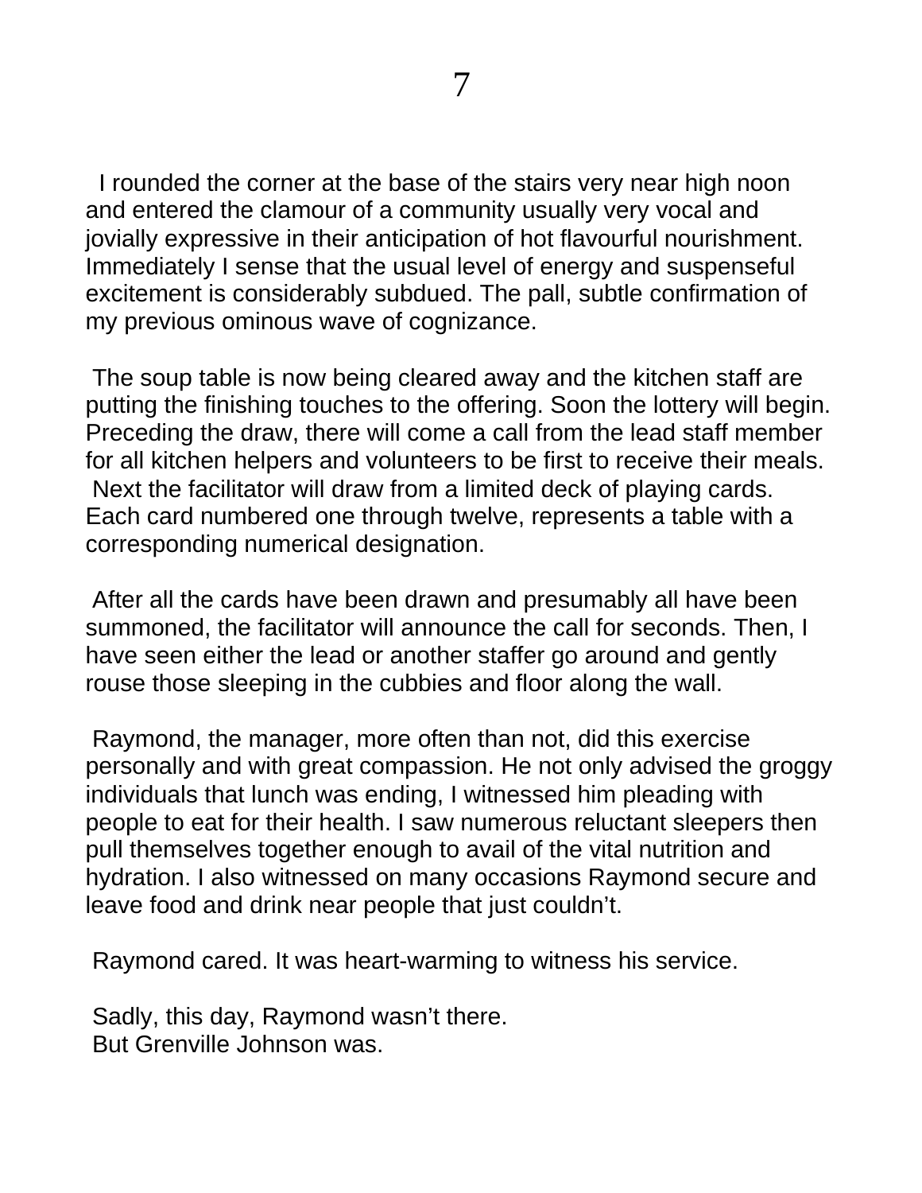# 7

I rounded the corner at the base of the stairs very near high noon and entered the clamour of a community usually very vocal and jovially expressive in their anticipation of hot flavourful nourishment. Immediately I sense that the usual level of energy and suspenseful excitement is considerably subdued. The pall, subtle confirmation of my previous ominous wave of cognizance.

The soup table is now being cleared away and the kitchen staff are putting the finishing touches to the offering. Soon the lottery will begin. Preceding the draw, there will come a call from the lead staff member for all kitchen helpers and volunteers to be first to receive their meals. Next the facilitator will draw from a limited deck of playing cards. Each card numbered one through twelve, represents a table with a corresponding numerical designation.

After all the cards have been drawn and presumably all have been summoned, the facilitator will announce the call for seconds. Then, I have seen either the lead or another staffer go around and gently rouse those sleeping in the cubbies and floor along the wall.

Raymond, the manager, more often than not, did this exercise personally and with great compassion. He not only advised the groggy individuals that lunch was ending, I witnessed him pleading with people to eat for their health. I saw numerous reluctant sleepers then pull themselves together enough to avail of the vital nutrition and hydration. I also witnessed on many occasions Raymond secure and leave food and drink near people that just couldn't.

Raymond cared. It was heart-warming to witness his service.

Sadly, this day, Raymond wasn't there.
But Grenville Johnson was.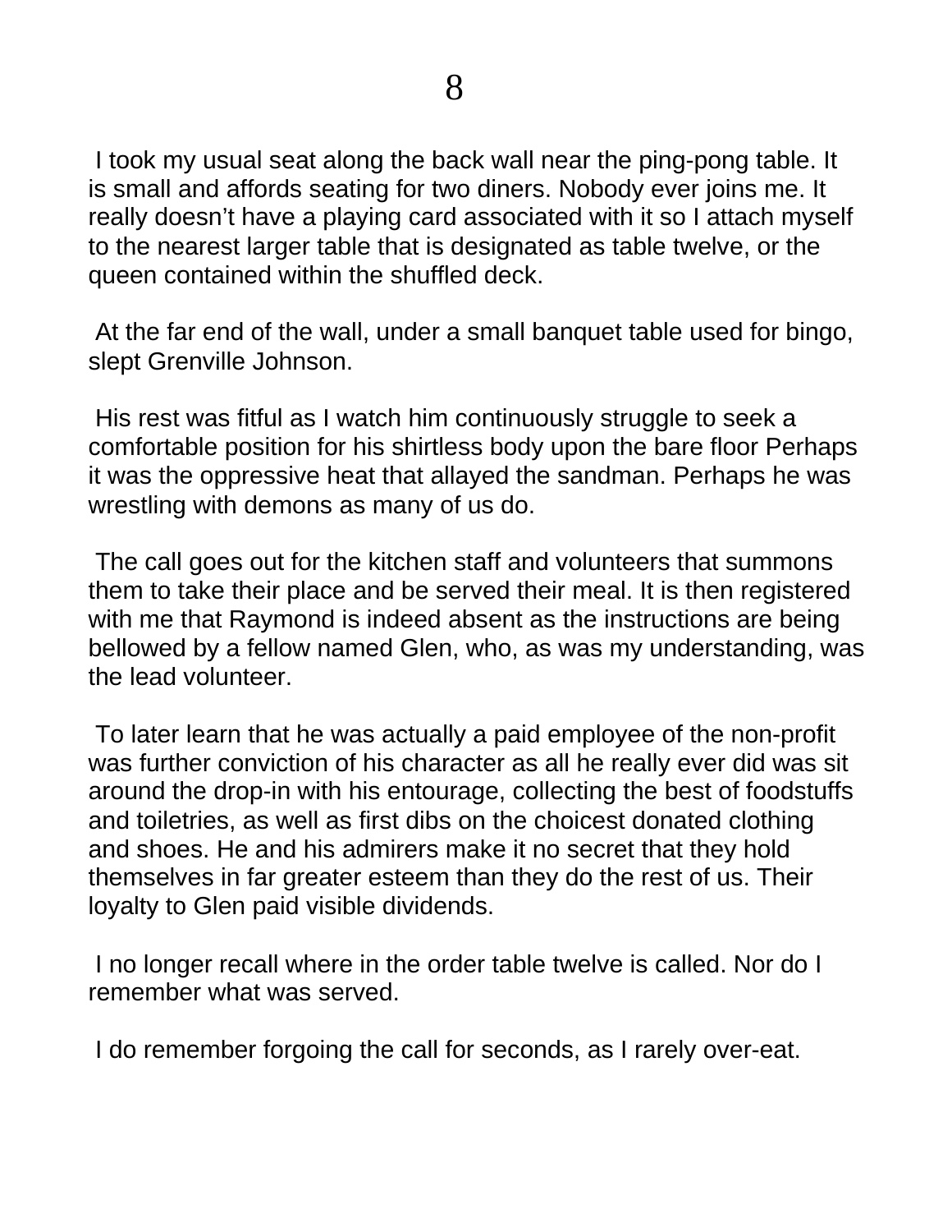I took my usual seat along the back wall near the ping-pong table. It is small and affords seating for two diners. Nobody ever joins me. It really doesn't have a playing card associated with it so I attach myself to the nearest larger table that is designated as table twelve, or the queen contained within the shuffled deck.

At the far end of the wall, under a small banquet table used for bingo, slept Grenville Johnson.

His rest was fitful as I watch him continuously struggle to seek a comfortable position for his shirtless body upon the bare floor Perhaps it was the oppressive heat that allayed the sandman. Perhaps he was wrestling with demons as many of us do.

The call goes out for the kitchen staff and volunteers that summons them to take their place and be served their meal. It is then registered with me that Raymond is indeed absent as the instructions are being bellowed by a fellow named Glen, who, as was my understanding, was the lead volunteer.

To later learn that he was actually a paid employee of the non-profit was further conviction of his character as all he really ever did was sit around the drop-in with his entourage, collecting the best of foodstuffs and toiletries, as well as first dibs on the choicest donated clothing and shoes. He and his admirers make it no secret that they hold themselves in far greater esteem than they do the rest of us. Their loyalty to Glen paid visible dividends.

I no longer recall where in the order table twelve is called. Nor do I remember what was served.

I do remember forgoing the call for seconds, as I rarely over-eat.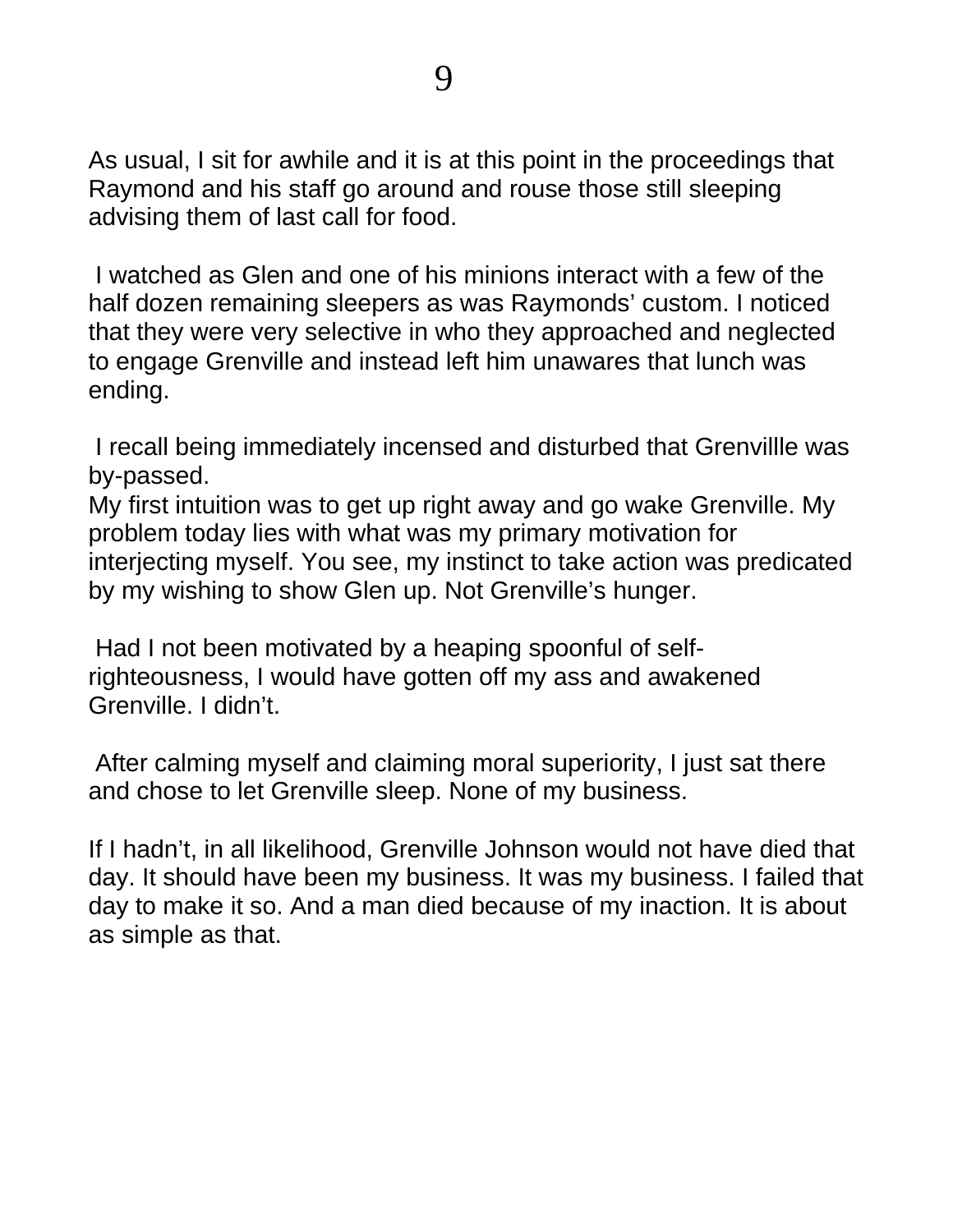As usual, I sit for awhile and it is at this point in the proceedings that Raymond and his staff go around and rouse those still sleeping advising them of last call for food.

I watched as Glen and one of his minions interact with a few of the half dozen remaining sleepers as was Raymonds' custom. I noticed that they were very selective in who they approached and neglected to engage Grenville and instead left him unawares that lunch was ending.

I recall being immediately incensed and disturbed that Grenvillle was by-passed.
My first intuition was to get up right away and go wake Grenville. My problem today lies with what was my primary motivation for interjecting myself. You see, my instinct to take action was predicated by my wishing to show Glen up. Not Grenville's hunger.

Had I not been motivated by a heaping spoonful of self-righteousness, I would have gotten off my ass and awakened Grenville. I didn't.

After calming myself and claiming moral superiority, I just sat there and chose to let Grenville sleep. None of my business.

If I hadn't, in all likelihood, Grenville Johnson would not have died that day. It should have been my business. It was my business. I failed that day to make it so. And a man died because of my inaction. It is about as simple as that.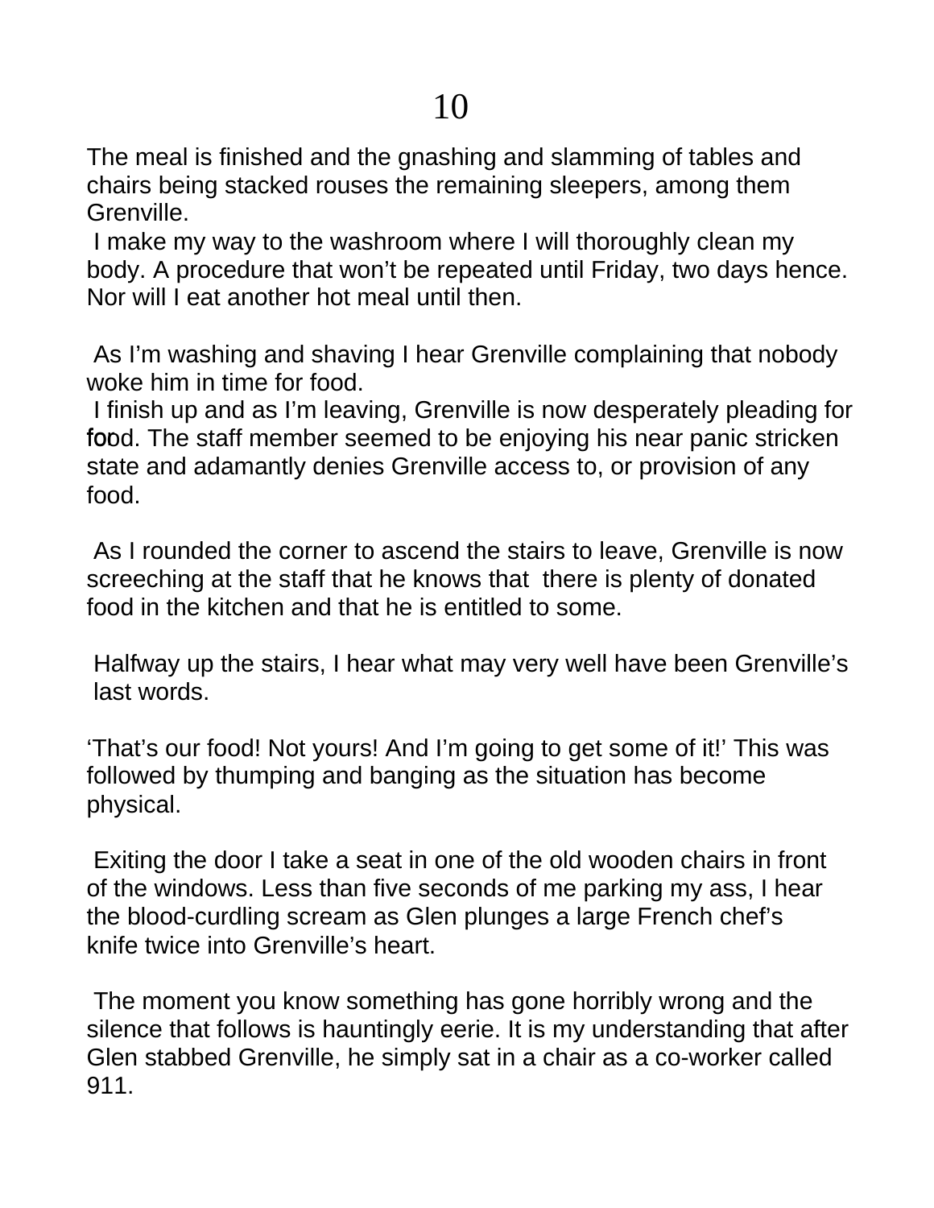The meal is finished and the gnashing and slamming of tables and chairs being stacked rouses the remaining sleepers, among them Grenville.

I make my way to the washroom where I will thoroughly clean my body. A procedure that won't be repeated until Friday, two days hence. Nor will I eat another hot meal until then.

As I'm washing and shaving I hear Grenville complaining that nobody woke him in time for food.

I finish up and as I'm leaving, Grenville is now desperately pleading for food. The staff member seemed to be enjoying his near panic stricken state and adamantly denies Grenville access to, or provision of any food.

As I rounded the corner to ascend the stairs to leave, Grenville is now screeching at the staff that he knows that there is plenty of donated food in the kitchen and that he is entitled to some.

Halfway up the stairs, I hear what may very well have been Grenville's last words.

'That's our food! Not yours! And I'm going to get some of it!' This was followed by thumping and banging as the situation has become physical.

Exiting the door I take a seat in one of the old wooden chairs in front of the windows. Less than five seconds of me parking my ass, I hear the blood-curdling scream as Glen plunges a large French chef's knife twice into Grenville's heart.

The moment you know something has gone horribly wrong and the silence that follows is hauntingly eerie. It is my understanding that after Glen stabbed Grenville, he simply sat in a chair as a co-worker called 911.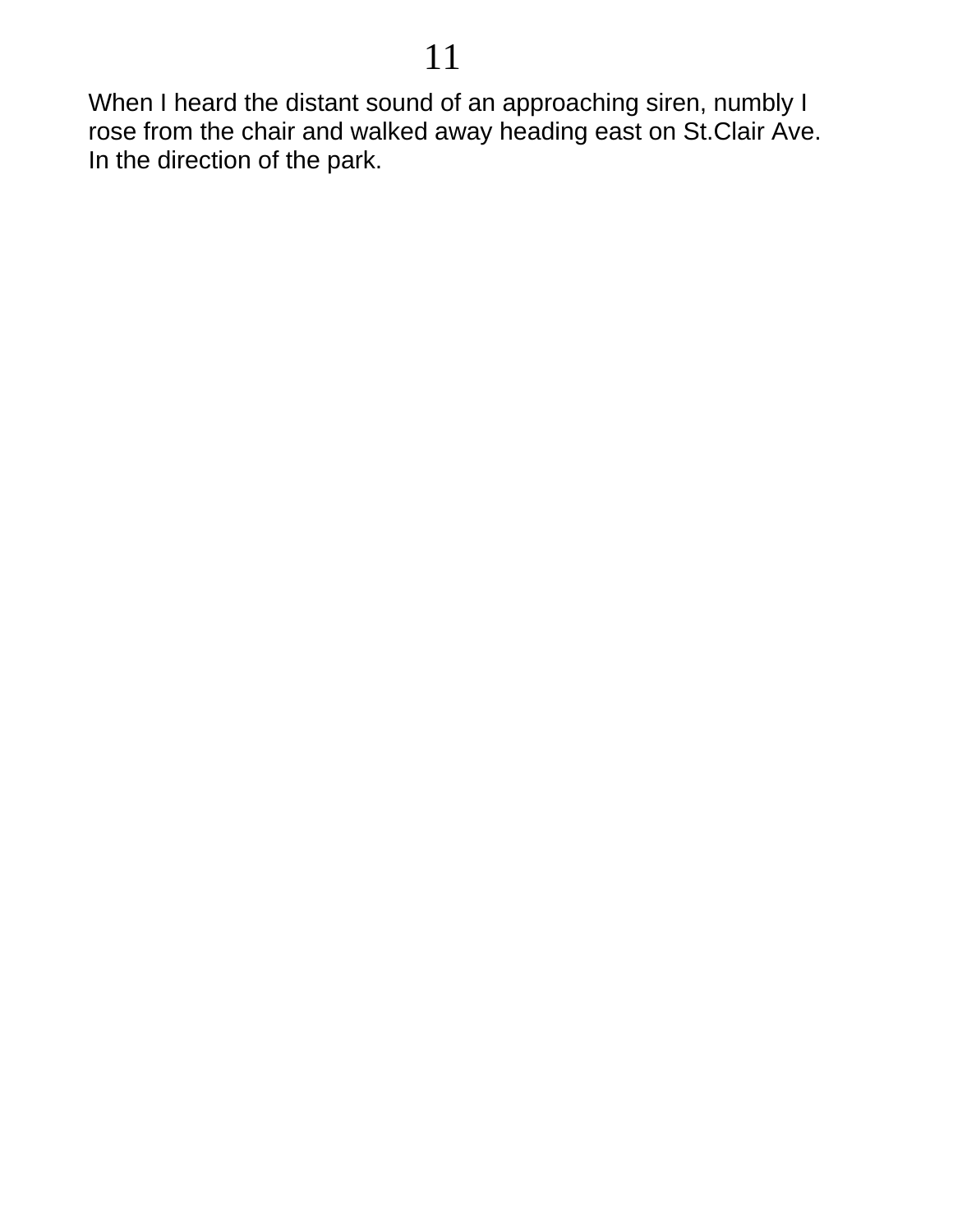When I heard the distant sound of an approaching siren, numbly I rose from the chair and walked away heading east on St.Clair Ave. In the direction of the park.